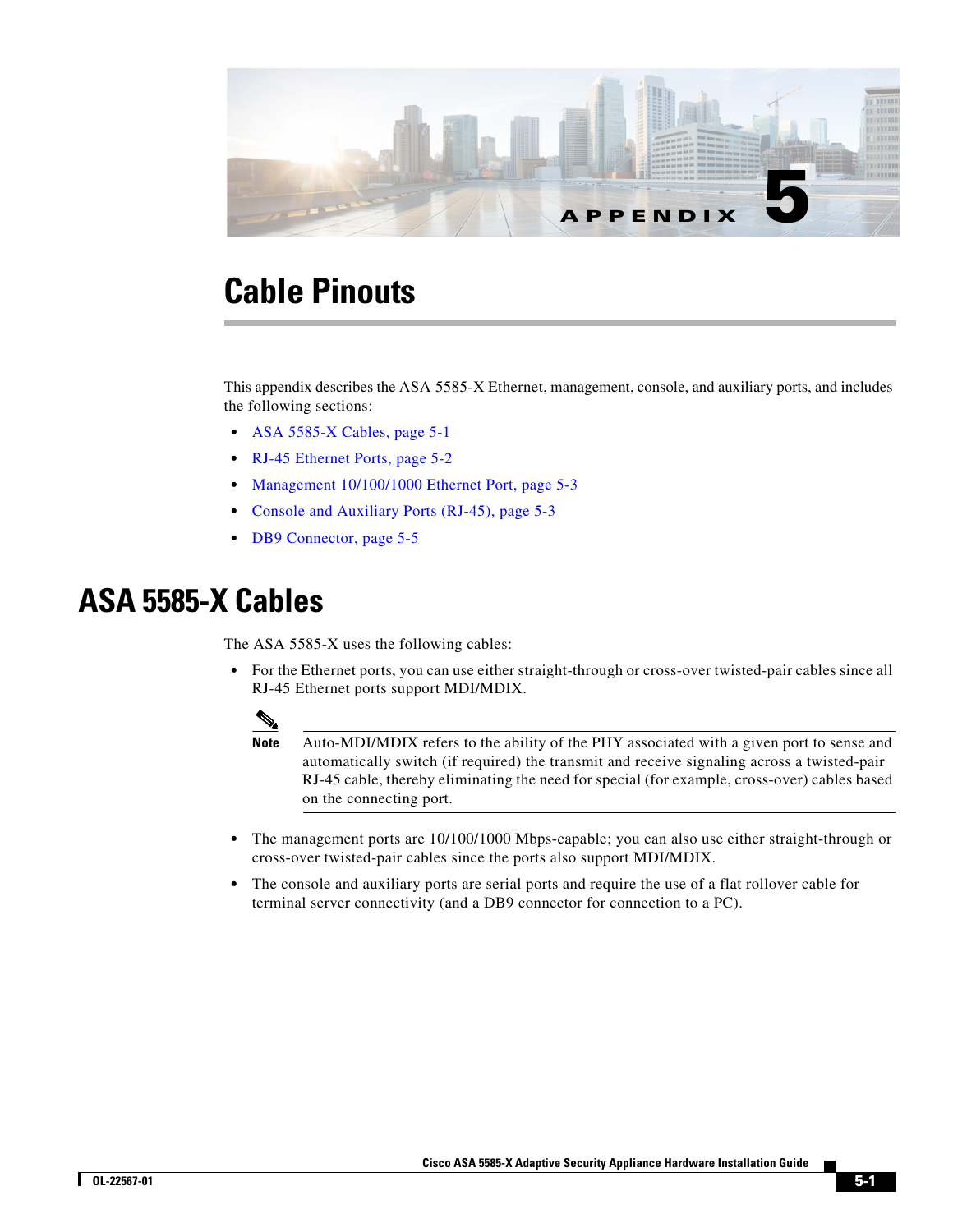# APPENDIX 5

# Cable Pinouts

This appendix describes the ASA 5585-X Ethernet, management, console, and auxiliary ports, and includes the following sections:

- ASA 5585-X Cables, page 5-1
- RJ-45 Ethernet Ports, page 5-2
- Management 10/100/1000 Ethernet Port, page 5-3
- Console and Auxiliary Ports (RJ-45), page 5-3
- DB9 Connector, page 5-5

## ASA 5585-X Cables

The ASA 5585-X uses the following cables:

- For the Ethernet ports, you can use either straight-through or cross-over twisted-pair cables since all RJ-45 Ethernet ports support MDI/MDIX.

  **Note** Auto-MDI/MDIX refers to the ability of the PHY associated with a given port to sense and automatically switch (if required) the transmit and receive signaling across a twisted-pair RJ-45 cable, thereby eliminating the need for special (for example, cross-over) cables based on the connecting port.

- The management ports are 10/100/1000 Mbps-capable; you can also use either straight-through or cross-over twisted-pair cables since the ports also support MDI/MDIX.
- The console and auxiliary ports are serial ports and require the use of a flat rollover cable for terminal server connectivity (and a DB9 connector for connection to a PC).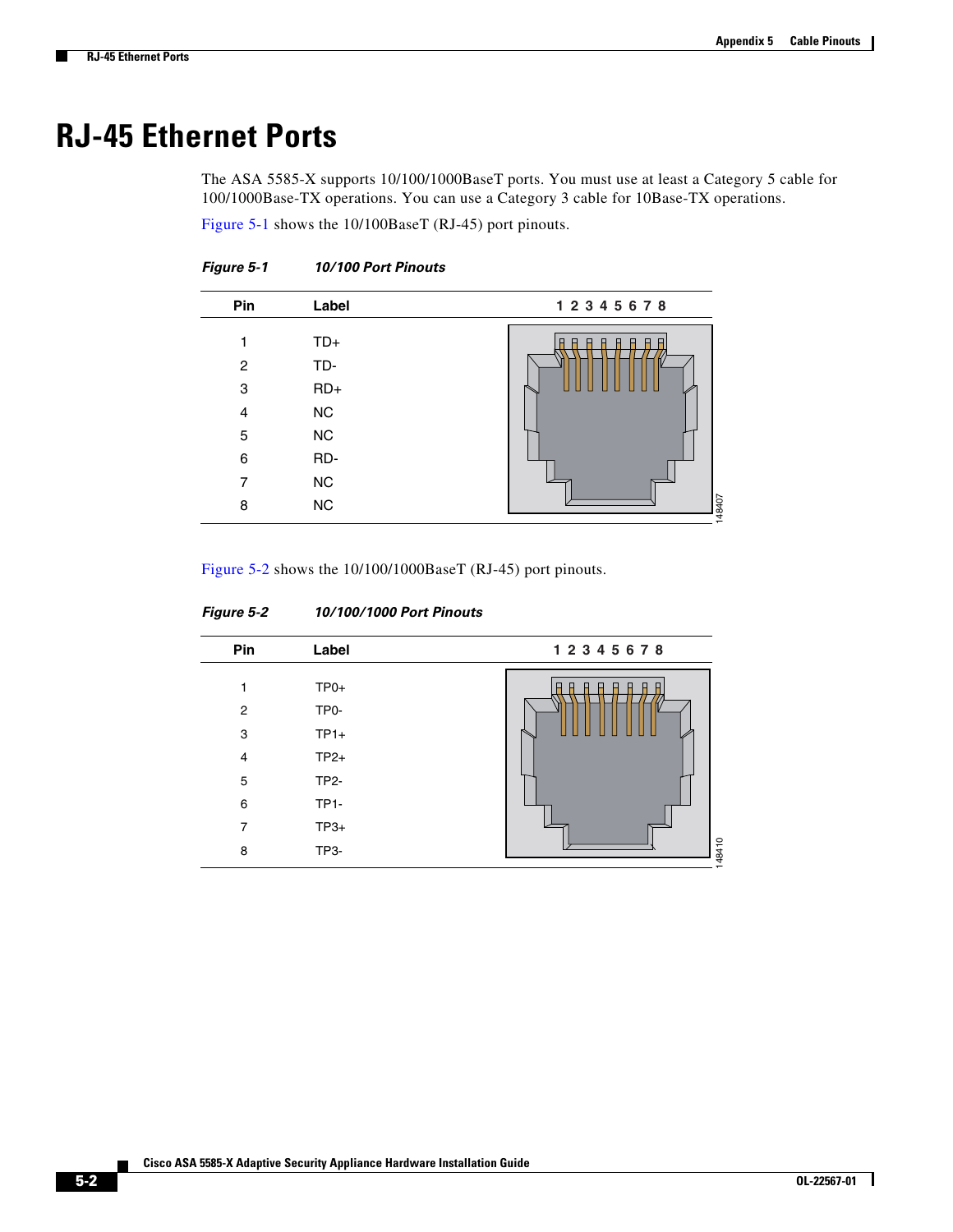# RJ-45 Ethernet Ports

The ASA 5585-X supports 10/100/1000BaseT ports. You must use at least a Category 5 cable for 100/1000Base-TX operations. You can use a Category 3 cable for 10Base-TX operations.

Figure 5-1 shows the 10/100BaseT (RJ-45) port pinouts.

*Figure 5-1 10/100 Port Pinouts*

| Pin | Label |
|---|---|
| 1 | TD+ |
| 2 | TD- |
| 3 | RD+ |
| 4 | NC |
| 5 | NC |
| 6 | RD- |
| 7 | NC |
| 8 | NC |

Figure 5-2 shows the 10/100/1000BaseT (RJ-45) port pinouts.

*Figure 5-2 10/100/1000 Port Pinouts*

| Pin | Label |
|---|---|
| 1 | TP0+ |
| 2 | TP0- |
| 3 | TP1+ |
| 4 | TP2+ |
| 5 | TP2- |
| 6 | TP1- |
| 7 | TP3+ |
| 8 | TP3- |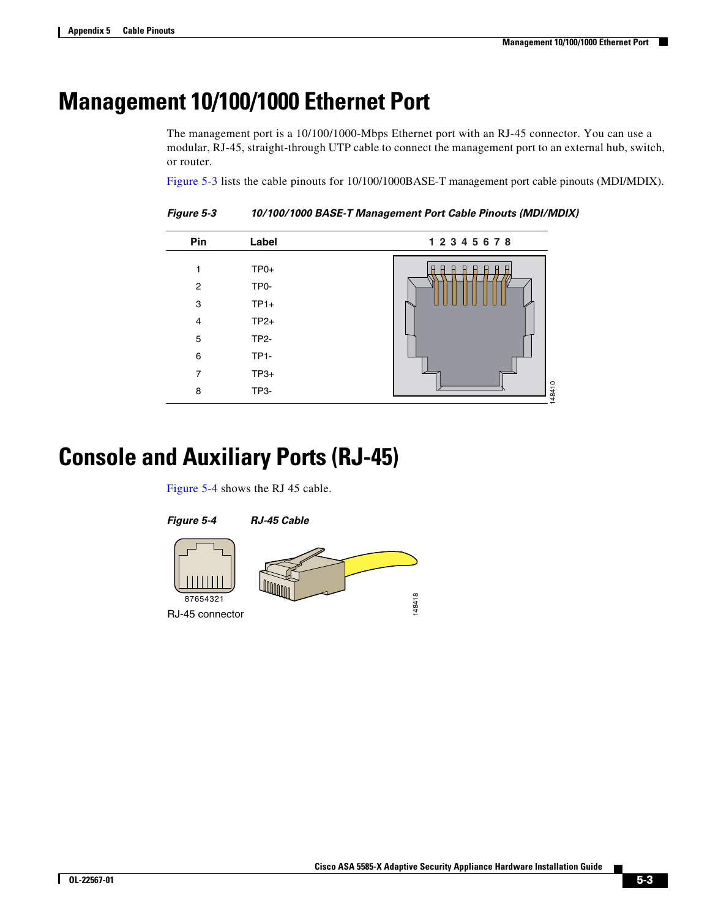# Management 10/100/1000 Ethernet Port

The management port is a 10/100/1000-Mbps Ethernet port with an RJ-45 connector. You can use a modular, RJ-45, straight-through UTP cable to connect the management port to an external hub, switch, or router.

Figure 5-3 lists the cable pinouts for 10/100/1000BASE-T management port cable pinouts (MDI/MDIX).

***Figure 5-3 10/100/1000 BASE-T Management Port Cable Pinouts (MDI/MDIX)***

| Pin | Label |
|---|---|
| 1 | TP0+ |
| 2 | TP0- |
| 3 | TP1+ |
| 4 | TP2+ |
| 5 | TP2- |
| 6 | TP1- |
| 7 | TP3+ |
| 8 | TP3- |

# Console and Auxiliary Ports (RJ-45)

Figure 5-4 shows the RJ 45 cable.

***Figure 5-4 RJ-45 Cable***

RJ-45 connector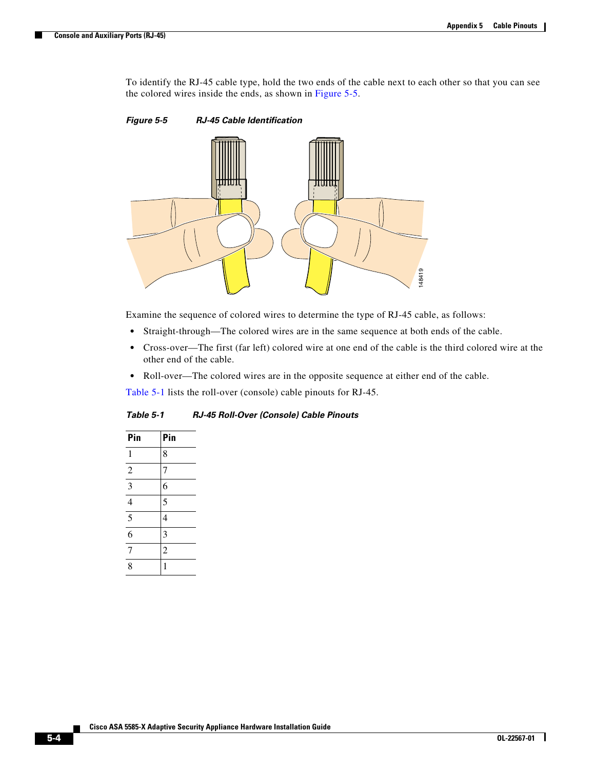To identify the RJ-45 cable type, hold the two ends of the cable next to each other so that you can see the colored wires inside the ends, as shown in Figure 5-5.

*Figure 5-5 RJ-45 Cable Identification*

Examine the sequence of colored wires to determine the type of RJ-45 cable, as follows:

- Straight-through—The colored wires are in the same sequence at both ends of the cable.
- Cross-over—The first (far left) colored wire at one end of the cable is the third colored wire at the other end of the cable.
- Roll-over—The colored wires are in the opposite sequence at either end of the cable.

Table 5-1 lists the roll-over (console) cable pinouts for RJ-45.

*Table 5-1 RJ-45 Roll-Over (Console) Cable Pinouts*

| Pin | Pin |
|---|---|
| 1 | 8 |
| 2 | 7 |
| 3 | 6 |
| 4 | 5 |
| 5 | 4 |
| 6 | 3 |
| 7 | 2 |
| 8 | 1 |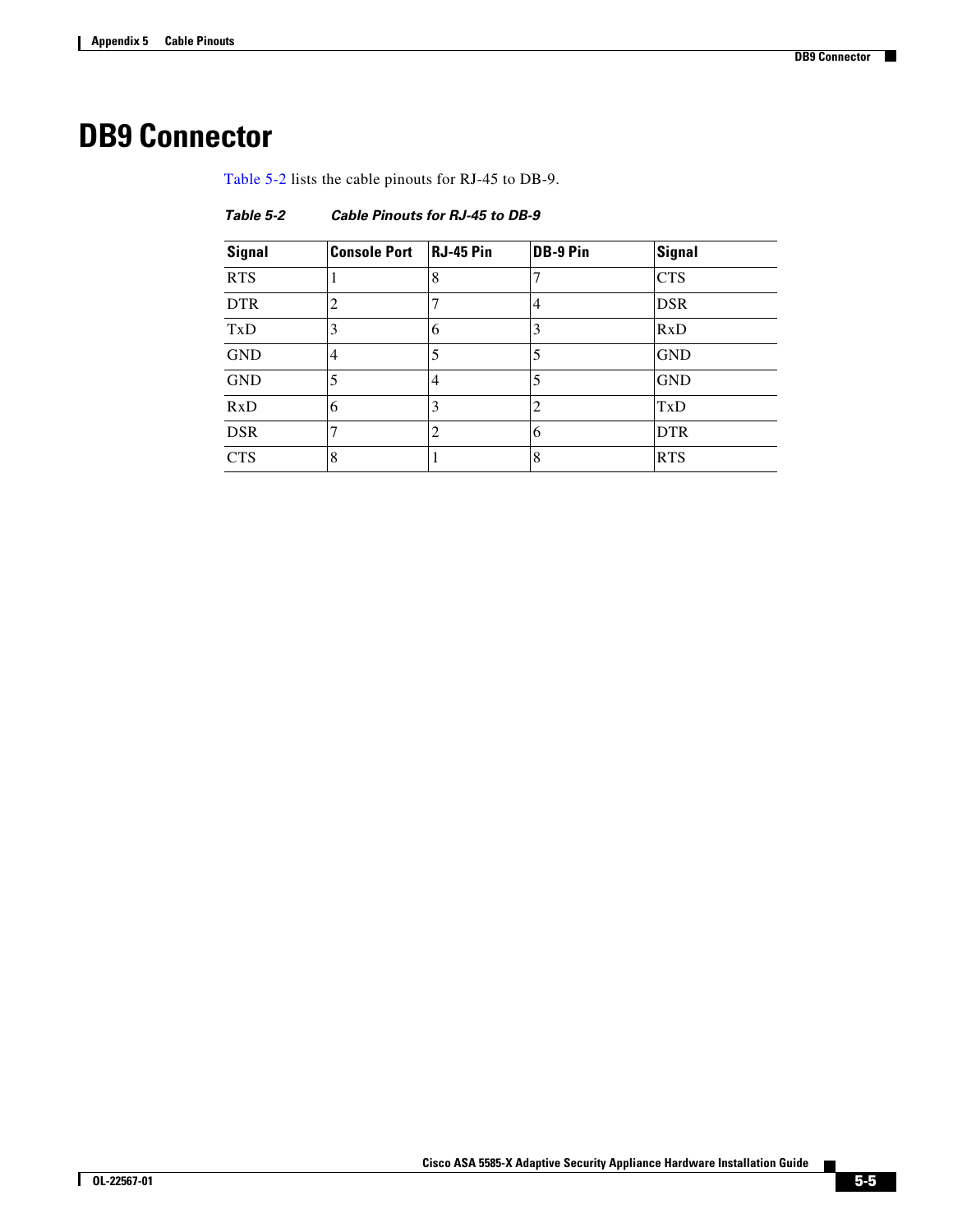# DB9 Connector

Table 5-2 lists the cable pinouts for RJ-45 to DB-9.

***Table 5-2 Cable Pinouts for RJ-45 to DB-9***

| Signal | Console Port | RJ-45 Pin | DB-9 Pin | Signal |
|---|---|---|---|---|
| RTS | 1 | 8 | 7 | CTS |
| DTR | 2 | 7 | 4 | DSR |
| TxD | 3 | 6 | 3 | RxD |
| GND | 4 | 5 | 5 | GND |
| GND | 5 | 4 | 5 | GND |
| RxD | 6 | 3 | 2 | TxD |
| DSR | 7 | 2 | 6 | DTR |
| CTS | 8 | 1 | 8 | RTS |